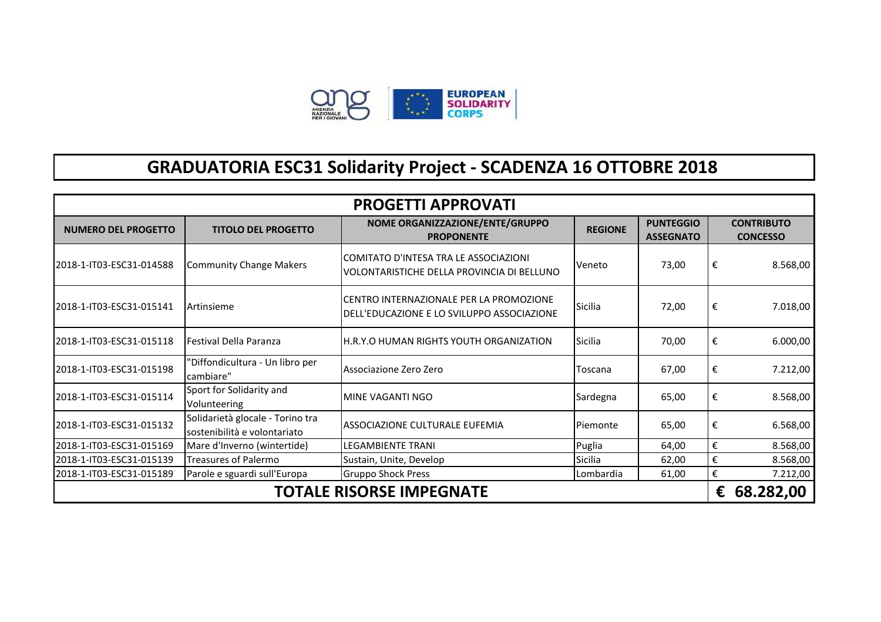# GRADUATORIA ESC31 Solidarity Project - SCADENZA 16 OTTOBRE 2018

## PROGETTI APPROVATI

| NUMERO DEL PROGETTO | TITOLO DEL PROGETTO | NOME ORGANIZZAZIONE/ENTE/GRUPPO PROPONENTE | REGIONE | PUNTEGGIO ASSEGNATO | CONTRIBUTO CONCESSO |
|---|---|---|---|---|---|
| 2018-1-IT03-ESC31-014588 | Community Change Makers | COMITATO D'INTESA TRA LE ASSOCIAZIONI VOLONTARISTICHE DELLA PROVINCIA DI BELLUNO | Veneto | 73,00 | € 8.568,00 |
| 2018-1-IT03-ESC31-015141 | Artinsieme | CENTRO INTERNAZIONALE PER LA PROMOZIONE DELL'EDUCAZIONE E LO SVILUPPO ASSOCIAZIONE | Sicilia | 72,00 | € 7.018,00 |
| 2018-1-IT03-ESC31-015118 | Festival Della Paranza | H.R.Y.O HUMAN RIGHTS YOUTH ORGANIZATION | Sicilia | 70,00 | € 6.000,00 |
| 2018-1-IT03-ESC31-015198 | "Diffondicultura - Un libro per cambiare" | Associazione Zero Zero | Toscana | 67,00 | € 7.212,00 |
| 2018-1-IT03-ESC31-015114 | Sport for Solidarity and Volunteering | MINE VAGANTI NGO | Sardegna | 65,00 | € 8.568,00 |
| 2018-1-IT03-ESC31-015132 | Solidarietà glocale - Torino tra sostenibilità e volontariato | ASSOCIAZIONE CULTURALE EUFEMIA | Piemonte | 65,00 | € 6.568,00 |
| 2018-1-IT03-ESC31-015169 | Mare d'Inverno (wintertide) | LEGAMBIENTE TRANI | Puglia | 64,00 | € 8.568,00 |
| 2018-1-IT03-ESC31-015139 | Treasures of Palermo | Sustain, Unite, Develop | Sicilia | 62,00 | € 8.568,00 |
| 2018-1-IT03-ESC31-015189 | Parole e sguardi sull'Europa | Gruppo Shock Press | Lombardia | 61,00 | € 7.212,00 |
| **TOTALE RISORSE IMPEGNATE** | | | | | **€ 68.282,00** |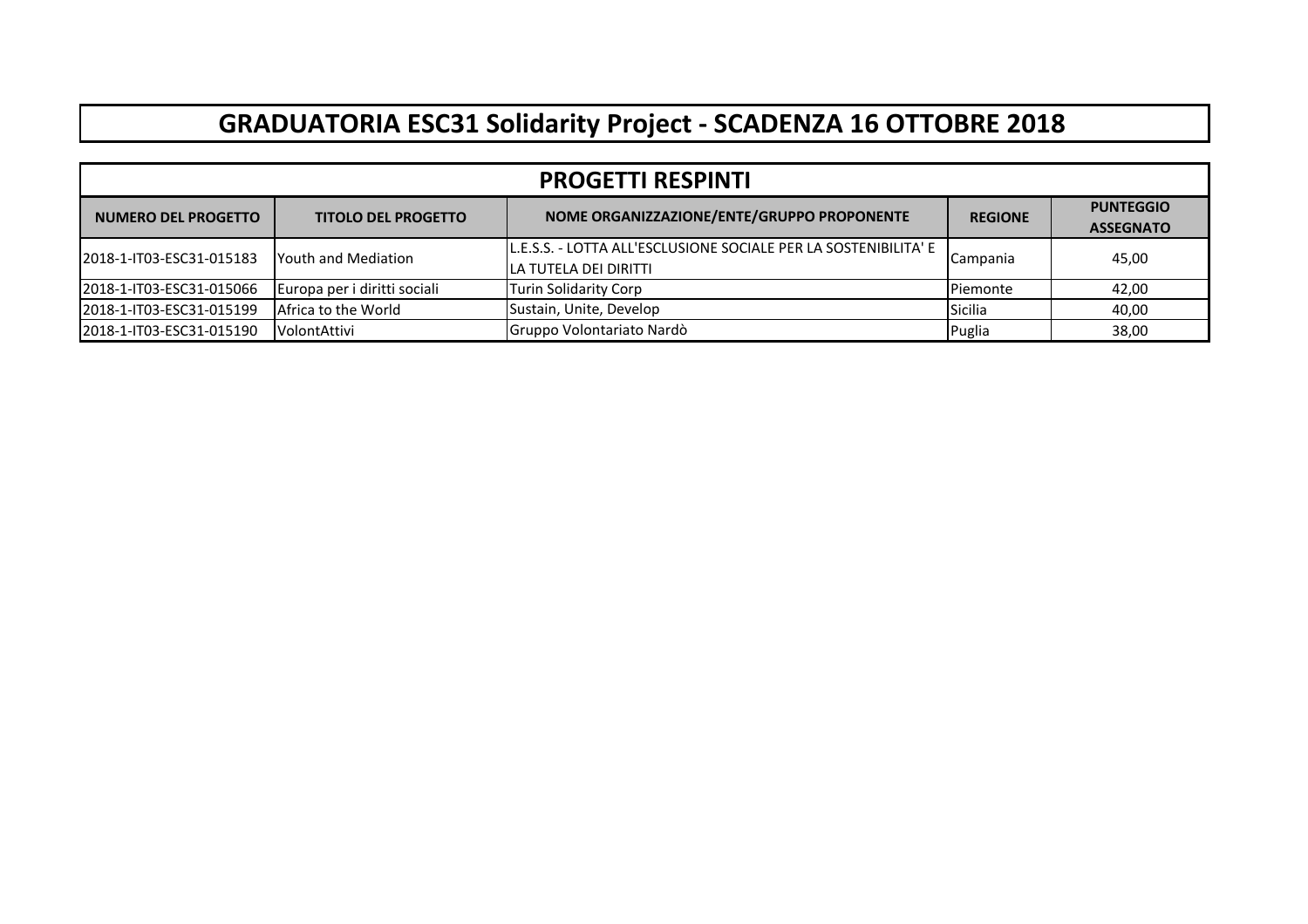# GRADUATORIA ESC31 Solidarity Project - SCADENZA 16 OTTOBRE 2018

## PROGETTI RESPINTI

| NUMERO DEL PROGETTO | TITOLO DEL PROGETTO | NOME ORGANIZZAZIONE/ENTE/GRUPPO PROPONENTE | REGIONE | PUNTEGGIO ASSEGNATO |
|---|---|---|---|---|
| 2018-1-IT03-ESC31-015183 | Youth and Mediation | L.E.S.S. - LOTTA ALL'ESCLUSIONE SOCIALE PER LA SOSTENIBILITA' E LA TUTELA DEI DIRITTI | Campania | 45,00 |
| 2018-1-IT03-ESC31-015066 | Europa per i diritti sociali | Turin Solidarity Corp | Piemonte | 42,00 |
| 2018-1-IT03-ESC31-015199 | Africa to the World | Sustain, Unite, Develop | Sicilia | 40,00 |
| 2018-1-IT03-ESC31-015190 | VolontAttivi | Gruppo Volontariato Nardò | Puglia | 38,00 |